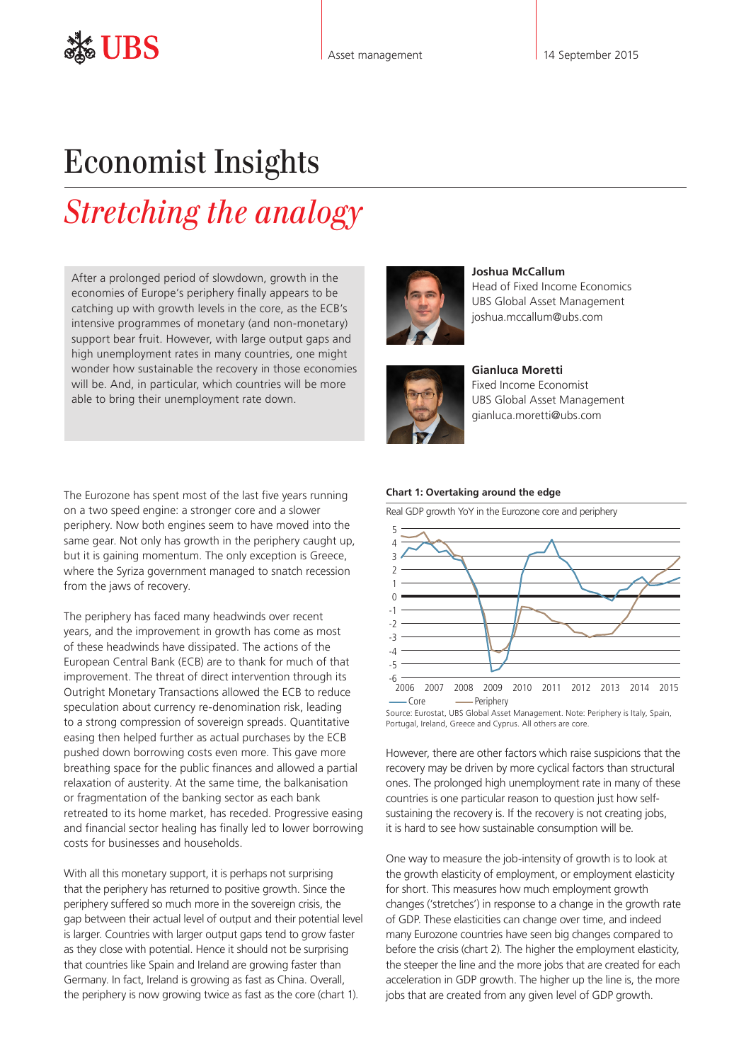Asset management

14 September 2015

# Economist Insights

## *Stretching the analogy*

After a prolonged period of slowdown, growth in the economies of Europe's periphery finally appears to be catching up with growth levels in the core, as the ECB's intensive programmes of monetary (and non-monetary) support bear fruit. However, with large output gaps and high unemployment rates in many countries, one might wonder how sustainable the recovery in those economies will be. And, in particular, which countries will be more able to bring their unemployment rate down.

**Joshua McCallum**
Head of Fixed Income Economics
UBS Global Asset Management
joshua.mccallum@ubs.com

**Gianluca Moretti**
Fixed Income Economist
UBS Global Asset Management
gianluca.moretti@ubs.com

The Eurozone has spent most of the last five years running on a two speed engine: a stronger core and a slower periphery. Now both engines seem to have moved into the same gear. Not only has growth in the periphery caught up, but it is gaining momentum. The only exception is Greece, where the Syriza government managed to snatch recession from the jaws of recovery.

The periphery has faced many headwinds over recent years, and the improvement in growth has come as most of these headwinds have dissipated. The actions of the European Central Bank (ECB) are to thank for much of that improvement. The threat of direct intervention through its Outright Monetary Transactions allowed the ECB to reduce speculation about currency re-denomination risk, leading to a strong compression of sovereign spreads. Quantitative easing then helped further as actual purchases by the ECB pushed down borrowing costs even more. This gave more breathing space for the public finances and allowed a partial relaxation of austerity. At the same time, the balkanisation or fragmentation of the banking sector as each bank retreated to its home market, has receded. Progressive easing and financial sector healing has finally led to lower borrowing costs for businesses and households.

With all this monetary support, it is perhaps not surprising that the periphery has returned to positive growth. Since the periphery suffered so much more in the sovereign crisis, the gap between their actual level of output and their potential level is larger. Countries with larger output gaps tend to grow faster as they close with potential. Hence it should not be surprising that countries like Spain and Ireland are growing faster than Germany. In fact, Ireland is growing as fast as China. Overall, the periphery is now growing twice as fast as the core (chart 1).

**Chart 1: Overtaking around the edge**

Real GDP growth YoY in the Eurozone core and periphery

Source: Eurostat, UBS Global Asset Management. Note: Periphery is Italy, Spain, Portugal, Ireland, Greece and Cyprus. All others are core.

However, there are other factors which raise suspicions that the recovery may be driven by more cyclical factors than structural ones. The prolonged high unemployment rate in many of these countries is one particular reason to question just how self-sustaining the recovery is. If the recovery is not creating jobs, it is hard to see how sustainable consumption will be.

One way to measure the job-intensity of growth is to look at the growth elasticity of employment, or employment elasticity for short. This measures how much employment growth changes ('stretches') in response to a change in the growth rate of GDP. These elasticities can change over time, and indeed many Eurozone countries have seen big changes compared to before the crisis (chart 2). The higher the employment elasticity, the steeper the line and the more jobs that are created for each acceleration in GDP growth. The higher up the line is, the more jobs that are created from any given level of GDP growth.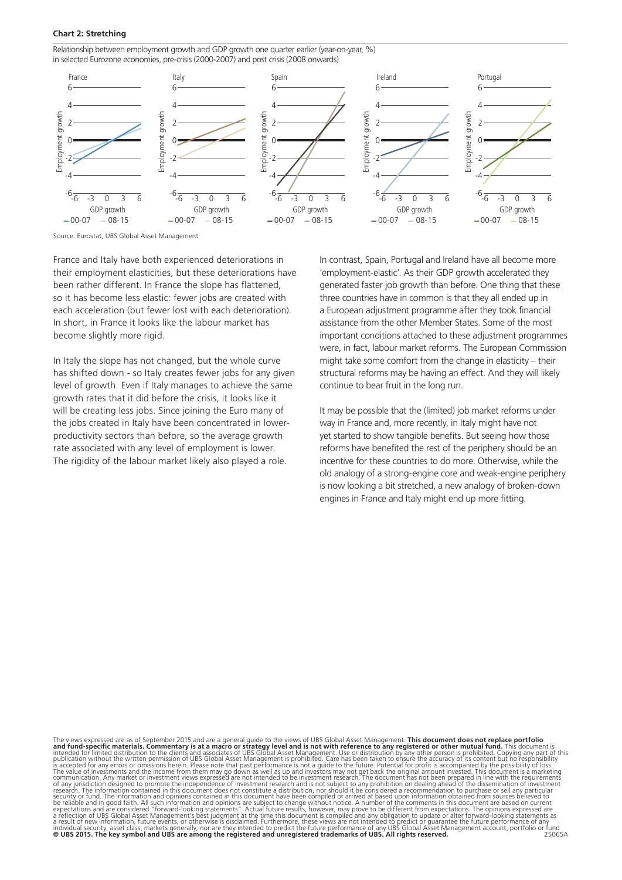**Chart 2: Stretching**

Relationship between employment growth and GDP growth one quarter earlier (year-on-year, %) in selected Eurozone economies, pre-crisis (2000-2007) and post crisis (2008 onwards)

France
Italy
Spain
Ireland
Portugal

Employment growth
6
4
2
0
-2
-4
-6

GDP growth
-6 -3 0 3 6

00-07 08-15

Source: Eurostat, UBS Global Asset Management

France and Italy have both experienced deteriorations in their employment elasticities, but these deteriorations have been rather different. In France the slope has flattened, so it has become less elastic: fewer jobs are created with each acceleration (but fewer lost with each deterioration). In short, in France it looks like the labour market has become slightly more rigid.

In Italy the slope has not changed, but the whole curve has shifted down - so Italy creates fewer jobs for any given level of growth. Even if Italy manages to achieve the same growth rates that it did before the crisis, it looks like it will be creating less jobs. Since joining the Euro many of the jobs created in Italy have been concentrated in lower-productivity sectors than before, so the average growth rate associated with any level of employment is lower. The rigidity of the labour market likely also played a role.

In contrast, Spain, Portugal and Ireland have all become more 'employment-elastic'. As their GDP growth accelerated they generated faster job growth than before. One thing that these three countries have in common is that they all ended up in a European adjustment programme after they took financial assistance from the other Member States. Some of the most important conditions attached to these adjustment programmes were, in fact, labour market reforms. The European Commission might take some comfort from the change in elasticity – their structural reforms may be having an effect. And they will likely continue to bear fruit in the long run.

It may be possible that the (limited) job market reforms under way in France and, more recently, in Italy might have not yet started to show tangible benefits. But seeing how those reforms have benefited the rest of the periphery should be an incentive for these countries to do more. Otherwise, while the old analogy of a strong-engine core and weak-engine periphery is now looking a bit stretched, a new analogy of broken-down engines in France and Italy might end up more fitting.

The views expressed are as of September 2015 and are a general guide to the views of UBS Global Asset Management. **This document does not replace portfolio and fund-specific materials. Commentary is at a macro or strategy level and is not with reference to any registered or other mutual fund.** This document is intended for limited distribution to the clients and associates of UBS Global Asset Management. Use or distribution by any other person is prohibited. Copying any part of this publication without the written permission of UBS Global Asset Management is prohibited. Care has been taken to ensure the accuracy of its content but no responsibility is accepted for any errors or omissions herein. Please note that past performance is not a guide to the future. Potential for profit is accompanied by the possibility of loss. The value of investments and the income from them may go down as well as up and investors may not get back the original amount invested. This document is a marketing communication. Any market or investment views expressed are not intended to be investment research. The document has not been prepared in line with the requirements of any jurisdiction designed to promote the independence of investment research and is not subject to any prohibition on dealing ahead of the dissemination of investment research. The information contained in this document does not constitute a distribution, nor should it be considered a recommendation to purchase or sell any particular security or fund. The information and opinions contained in this document have been compiled or arrived at based upon information obtained from sources believed to be reliable and in good faith. All such information and opinions are subject to change without notice. A number of the comments in this document are based on current expectations and are considered "forward-looking statements". Actual future results, however, may prove to be different from expectations. The opinions expressed are a reflection of UBS Global Asset Management's best judgment at the time this document is compiled and any obligation to update or alter forward-looking statements as a result of new information, future events, or otherwise is disclaimed. Furthermore, these views are not intended to predict or guarantee the future performance of any individual security, asset class, markets generally, nor are they intended to predict the future performance of any UBS Global Asset Management account, portfolio or fund.
**© UBS 2015. The key symbol and UBS are among the registered and unregistered trademarks of UBS. All rights reserved.** 25065A